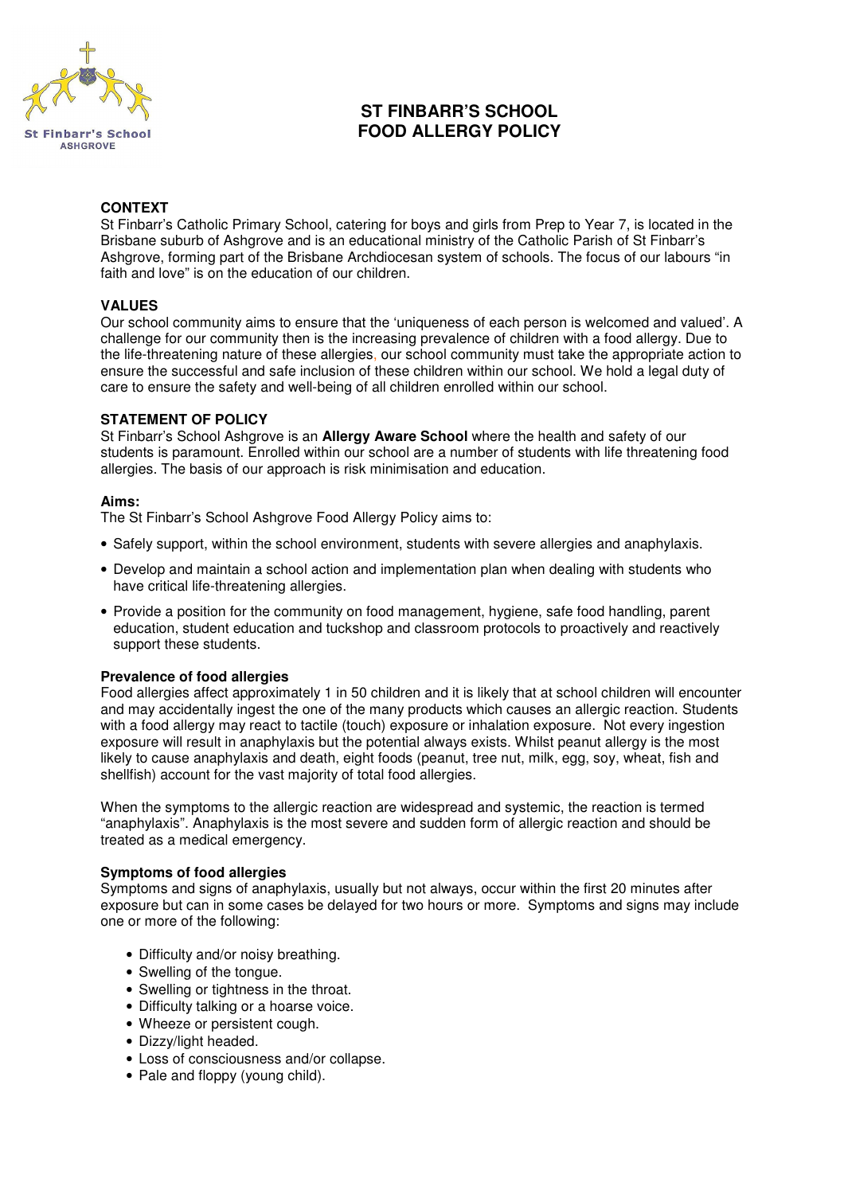# ST FINBARR'S SCHOOL FOOD ALLERGY POLICY

**CONTEXT**
St Finbarr's Catholic Primary School, catering for boys and girls from Prep to Year 7, is located in the Brisbane suburb of Ashgrove and is an educational ministry of the Catholic Parish of St Finbarr's Ashgrove, forming part of the Brisbane Archdiocesan system of schools. The focus of our labours "in faith and love" is on the education of our children.

**VALUES**
Our school community aims to ensure that the 'uniqueness of each person is welcomed and valued'. A challenge for our community then is the increasing prevalence of children with a food allergy. Due to the life-threatening nature of these allergies, our school community must take the appropriate action to ensure the successful and safe inclusion of these children within our school. We hold a legal duty of care to ensure the safety and well-being of all children enrolled within our school.

**STATEMENT OF POLICY**
St Finbarr's School Ashgrove is an **Allergy Aware School** where the health and safety of our students is paramount. Enrolled within our school are a number of students with life threatening food allergies. The basis of our approach is risk minimisation and education.

**Aims:**
The St Finbarr's School Ashgrove Food Allergy Policy aims to:

- Safely support, within the school environment, students with severe allergies and anaphylaxis.
- Develop and maintain a school action and implementation plan when dealing with students who have critical life-threatening allergies.
- Provide a position for the community on food management, hygiene, safe food handling, parent education, student education and tuckshop and classroom protocols to proactively and reactively support these students.

**Prevalence of food allergies**
Food allergies affect approximately 1 in 50 children and it is likely that at school children will encounter and may accidentally ingest the one of the many products which causes an allergic reaction. Students with a food allergy may react to tactile (touch) exposure or inhalation exposure. Not every ingestion exposure will result in anaphylaxis but the potential always exists. Whilst peanut allergy is the most likely to cause anaphylaxis and death, eight foods (peanut, tree nut, milk, egg, soy, wheat, fish and shellfish) account for the vast majority of total food allergies.

When the symptoms to the allergic reaction are widespread and systemic, the reaction is termed "anaphylaxis". Anaphylaxis is the most severe and sudden form of allergic reaction and should be treated as a medical emergency.

**Symptoms of food allergies**
Symptoms and signs of anaphylaxis, usually but not always, occur within the first 20 minutes after exposure but can in some cases be delayed for two hours or more. Symptoms and signs may include one or more of the following:

- Difficulty and/or noisy breathing.
- Swelling of the tongue.
- Swelling or tightness in the throat.
- Difficulty talking or a hoarse voice.
- Wheeze or persistent cough.
- Dizzy/light headed.
- Loss of consciousness and/or collapse.
- Pale and floppy (young child).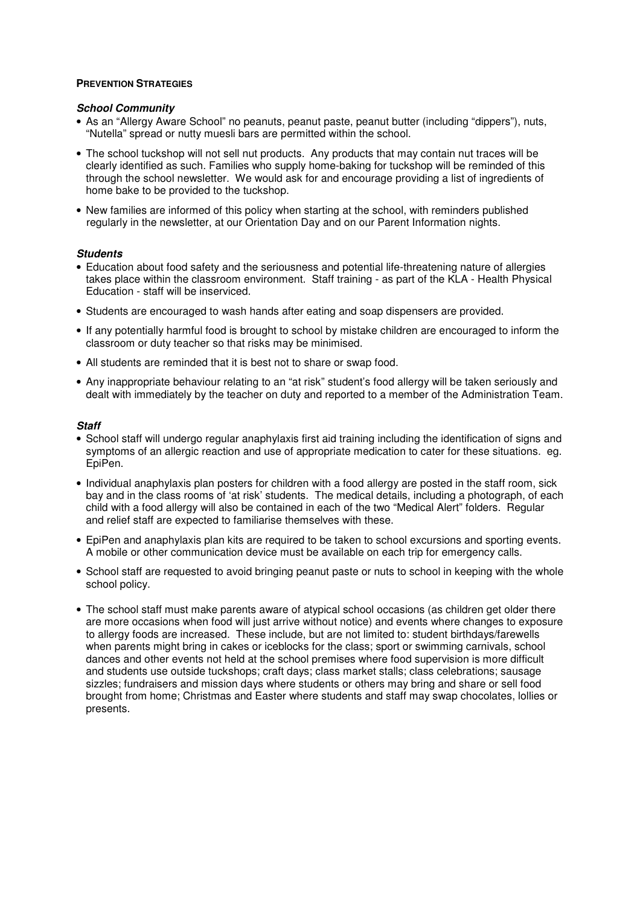**PREVENTION STRATEGIES**

***School Community***

- As an "Allergy Aware School" no peanuts, peanut paste, peanut butter (including "dippers"), nuts, "Nutella" spread or nutty muesli bars are permitted within the school.
- The school tuckshop will not sell nut products. Any products that may contain nut traces will be clearly identified as such. Families who supply home-baking for tuckshop will be reminded of this through the school newsletter. We would ask for and encourage providing a list of ingredients of home bake to be provided to the tuckshop.
- New families are informed of this policy when starting at the school, with reminders published regularly in the newsletter, at our Orientation Day and on our Parent Information nights.

***Students***

- Education about food safety and the seriousness and potential life-threatening nature of allergies takes place within the classroom environment. Staff training - as part of the KLA - Health Physical Education - staff will be inserviced.
- Students are encouraged to wash hands after eating and soap dispensers are provided.
- If any potentially harmful food is brought to school by mistake children are encouraged to inform the classroom or duty teacher so that risks may be minimised.
- All students are reminded that it is best not to share or swap food.
- Any inappropriate behaviour relating to an "at risk" student's food allergy will be taken seriously and dealt with immediately by the teacher on duty and reported to a member of the Administration Team.

***Staff***

- School staff will undergo regular anaphylaxis first aid training including the identification of signs and symptoms of an allergic reaction and use of appropriate medication to cater for these situations. eg. EpiPen.
- Individual anaphylaxis plan posters for children with a food allergy are posted in the staff room, sick bay and in the class rooms of 'at risk' students. The medical details, including a photograph, of each child with a food allergy will also be contained in each of the two "Medical Alert" folders. Regular and relief staff are expected to familiarise themselves with these.
- EpiPen and anaphylaxis plan kits are required to be taken to school excursions and sporting events. A mobile or other communication device must be available on each trip for emergency calls.
- School staff are requested to avoid bringing peanut paste or nuts to school in keeping with the whole school policy.
- The school staff must make parents aware of atypical school occasions (as children get older there are more occasions when food will just arrive without notice) and events where changes to exposure to allergy foods are increased. These include, but are not limited to: student birthdays/farewells when parents might bring in cakes or iceblocks for the class; sport or swimming carnivals, school dances and other events not held at the school premises where food supervision is more difficult and students use outside tuckshops; craft days; class market stalls; class celebrations; sausage sizzles; fundraisers and mission days where students or others may bring and share or sell food brought from home; Christmas and Easter where students and staff may swap chocolates, lollies or presents.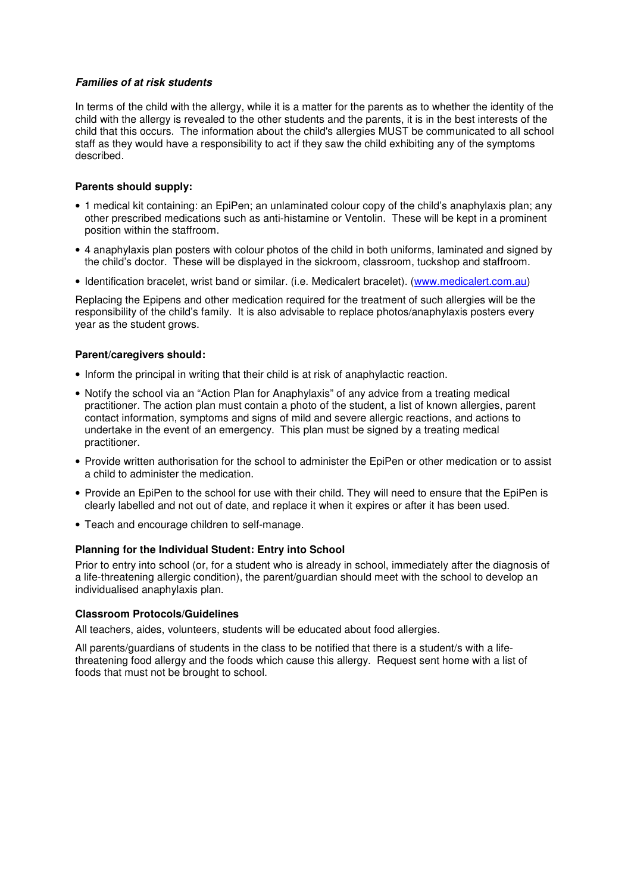***Families of at risk students***

In terms of the child with the allergy, while it is a matter for the parents as to whether the identity of the child with the allergy is revealed to the other students and the parents, it is in the best interests of the child that this occurs. The information about the child's allergies MUST be communicated to all school staff as they would have a responsibility to act if they saw the child exhibiting any of the symptoms described.

**Parents should supply:**

- 1 medical kit containing: an EpiPen; an unlaminated colour copy of the child's anaphylaxis plan; any other prescribed medications such as anti-histamine or Ventolin. These will be kept in a prominent position within the staffroom.
- 4 anaphylaxis plan posters with colour photos of the child in both uniforms, laminated and signed by the child's doctor. These will be displayed in the sickroom, classroom, tuckshop and staffroom.
- Identification bracelet, wrist band or similar. (i.e. Medicalert bracelet). (www.medicalert.com.au)

Replacing the Epipens and other medication required for the treatment of such allergies will be the responsibility of the child's family. It is also advisable to replace photos/anaphylaxis posters every year as the student grows.

**Parent/caregivers should:**

- Inform the principal in writing that their child is at risk of anaphylactic reaction.
- Notify the school via an "Action Plan for Anaphylaxis" of any advice from a treating medical practitioner. The action plan must contain a photo of the student, a list of known allergies, parent contact information, symptoms and signs of mild and severe allergic reactions, and actions to undertake in the event of an emergency. This plan must be signed by a treating medical practitioner.
- Provide written authorisation for the school to administer the EpiPen or other medication or to assist a child to administer the medication.
- Provide an EpiPen to the school for use with their child. They will need to ensure that the EpiPen is clearly labelled and not out of date, and replace it when it expires or after it has been used.
- Teach and encourage children to self-manage.

**Planning for the Individual Student: Entry into School**

Prior to entry into school (or, for a student who is already in school, immediately after the diagnosis of a life-threatening allergic condition), the parent/guardian should meet with the school to develop an individualised anaphylaxis plan.

**Classroom Protocols/Guidelines**

All teachers, aides, volunteers, students will be educated about food allergies.

All parents/guardians of students in the class to be notified that there is a student/s with a life-threatening food allergy and the foods which cause this allergy. Request sent home with a list of foods that must not be brought to school.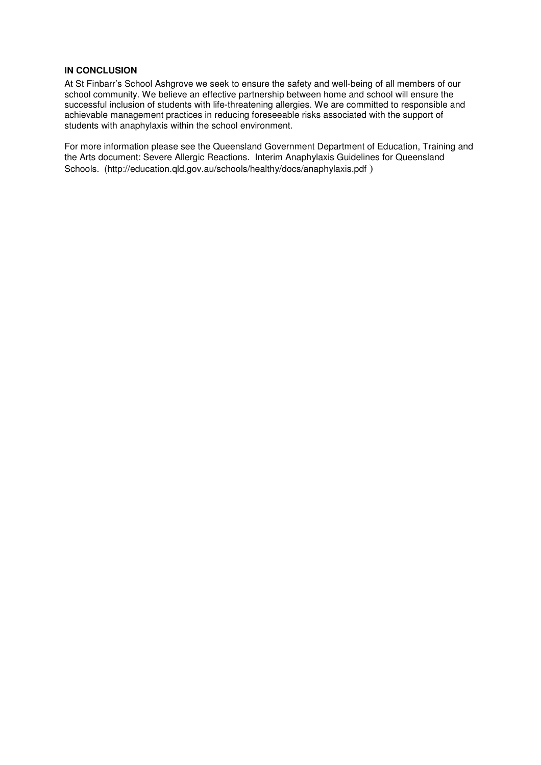**IN CONCLUSION**

At St Finbarr's School Ashgrove we seek to ensure the safety and well-being of all members of our school community. We believe an effective partnership between home and school will ensure the successful inclusion of students with life-threatening allergies. We are committed to responsible and achievable management practices in reducing foreseeable risks associated with the support of students with anaphylaxis within the school environment.

For more information please see the Queensland Government Department of Education, Training and the Arts document: Severe Allergic Reactions. Interim Anaphylaxis Guidelines for Queensland Schools. (http://education.qld.gov.au/schools/healthy/docs/anaphylaxis.pdf )